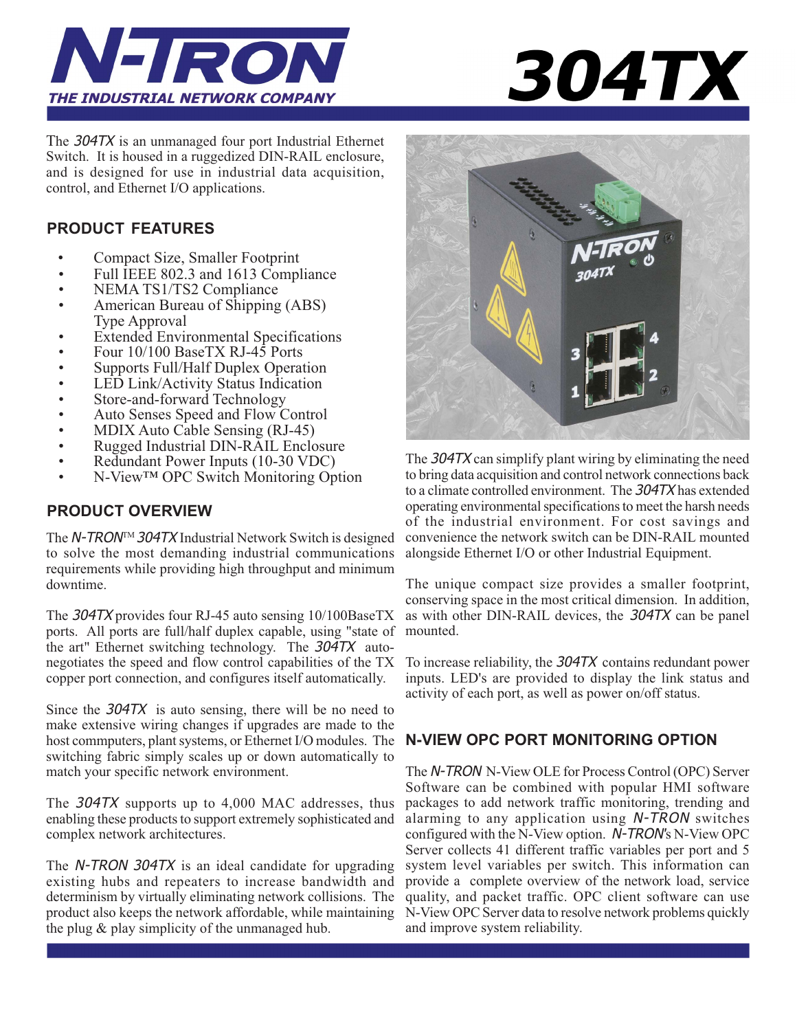# N-TRON

THE INDUSTRIAL NETWORK COMPANY

# 304TX

The *304TX* is an unmanaged four port Industrial Ethernet Switch. It is housed in a ruggedized DIN-RAIL enclosure, and is designed for use in industrial data acquisition, control, and Ethernet I/O applications.

## PRODUCT FEATURES

- Compact Size, Smaller Footprint
- Full IEEE 802.3 and 1613 Compliance
- NEMA TS1/TS2 Compliance
- American Bureau of Shipping (ABS) Type Approval
- Extended Environmental Specifications
- Four 10/100 BaseTX RJ-45 Ports
- Supports Full/Half Duplex Operation
- LED Link/Activity Status Indication
- Store-and-forward Technology
- Auto Senses Speed and Flow Control
- MDIX Auto Cable Sensing (RJ-45)
- Rugged Industrial DIN-RAIL Enclosure
- Redundant Power Inputs (10-30 VDC)
- N-View™ OPC Switch Monitoring Option

## PRODUCT OVERVIEW

The *N-TRON*™ *304TX* Industrial Network Switch is designed to solve the most demanding industrial communications requirements while providing high throughput and minimum downtime.

The *304TX* provides four RJ-45 auto sensing 10/100BaseTX ports. All ports are full/half duplex capable, using "state of the art" Ethernet switching technology. The *304TX* auto-negotiates the speed and flow control capabilities of the TX copper port connection, and configures itself automatically.

Since the *304TX* is auto sensing, there will be no need to make extensive wiring changes if upgrades are made to the host commputers, plant systems, or Ethernet I/O modules. The switching fabric simply scales up or down automatically to match your specific network environment.

The *304TX* supports up to 4,000 MAC addresses, thus enabling these products to support extremely sophisticated and complex network architectures.

The *N-TRON 304TX* is an ideal candidate for upgrading existing hubs and repeaters to increase bandwidth and determinism by virtually eliminating network collisions. The product also keeps the network affordable, while maintaining the plug & play simplicity of the unmanaged hub.

The *304TX* can simplify plant wiring by eliminating the need to bring data acquisition and control network connections back to a climate controlled environment. The *304TX* has extended operating environmental specifications to meet the harsh needs of the industrial environment. For cost savings and convenience the network switch can be DIN-RAIL mounted alongside Ethernet I/O or other Industrial Equipment.

The unique compact size provides a smaller footprint, conserving space in the most critical dimension. In addition, as with other DIN-RAIL devices, the *304TX* can be panel mounted.

To increase reliability, the *304TX* contains redundant power inputs. LED's are provided to display the link status and activity of each port, as well as power on/off status.

## N-VIEW OPC PORT MONITORING OPTION

The *N-TRON* N-View OLE for Process Control (OPC) Server Software can be combined with popular HMI software packages to add network traffic monitoring, trending and alarming to any application using *N-TRON* switches configured with the N-View option. *N-TRON*'s N-View OPC Server collects 41 different traffic variables per port and 5 system level variables per switch. This information can provide a complete overview of the network load, service quality, and packet traffic. OPC client software can use N-View OPC Server data to resolve network problems quickly and improve system reliability.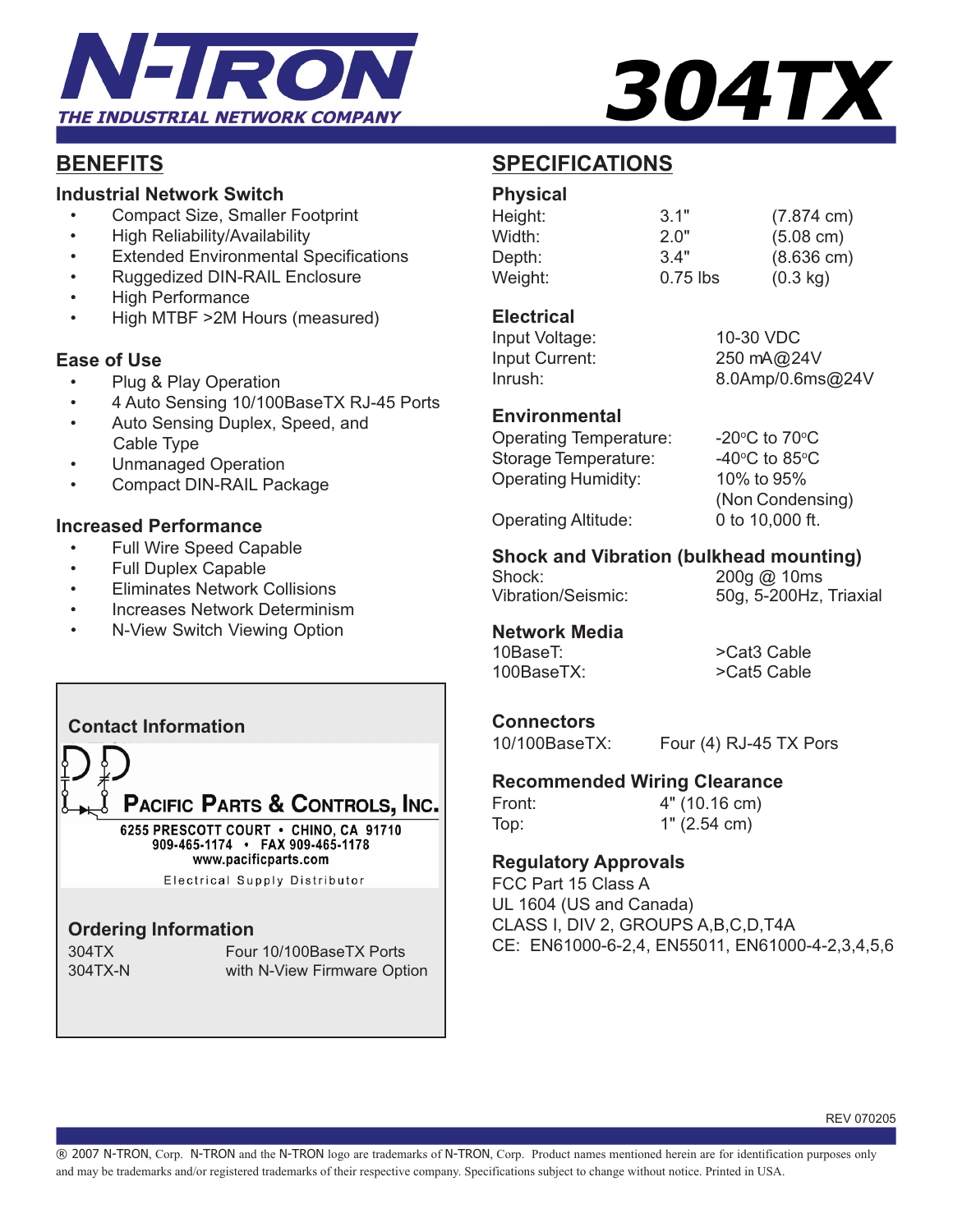# N-TRON

*THE INDUSTRIAL NETWORK COMPANY*

# 304TX

## BENEFITS

### Industrial Network Switch

- Compact Size, Smaller Footprint
- High Reliability/Availability
- Extended Environmental Specifications
- Ruggedized DIN-RAIL Enclosure
- High Performance
- High MTBF >2M Hours (measured)

### Ease of Use

- Plug & Play Operation
- 4 Auto Sensing 10/100BaseTX RJ-45 Ports
- Auto Sensing Duplex, Speed, and Cable Type
- Unmanaged Operation
- Compact DIN-RAIL Package

### Increased Performance

- Full Wire Speed Capable
- Full Duplex Capable
- Eliminates Network Collisions
- Increases Network Determinism
- N-View Switch Viewing Option

### Contact Information

**PACIFIC PARTS & CONTROLS, INC.**

6255 PRESCOTT COURT • CHINO, CA 91710
909-465-1174 • FAX 909-465-1178
www.pacificparts.com

Electrical Supply Distributor

### Ordering Information

| | |
|---|---|
| 304TX | Four 10/100BaseTX Ports |
| 304TX-N | with N-View Firmware Option |

## SPECIFICATIONS

### Physical

| | | |
|---|---|---|
| Height: | 3.1" | (7.874 cm) |
| Width: | 2.0" | (5.08 cm) |
| Depth: | 3.4" | (8.636 cm) |
| Weight: | 0.75 lbs | (0.3 kg) |

### Electrical

| | |
|---|---|
| Input Voltage: | 10-30 VDC |
| Input Current: | 250 mA@24V |
| Inrush: | 8.0Amp/0.6ms@24V |

### Environmental

| | |
|---|---|
| Operating Temperature: | -20°C to 70°C |
| Storage Temperature: | -40°C to 85°C |
| Operating Humidity: | 10% to 95% (Non Condensing) |
| Operating Altitude: | 0 to 10,000 ft. |

### Shock and Vibration (bulkhead mounting)

| | |
|---|---|
| Shock: | 200g @ 10ms |
| Vibration/Seismic: | 50g, 5-200Hz, Triaxial |

### Network Media

| | |
|---|---|
| 10BaseT: | >Cat3 Cable |
| 100BaseTX: | >Cat5 Cable |

### Connectors

| | |
|---|---|
| 10/100BaseTX: | Four (4) RJ-45 TX Pors |

### Recommended Wiring Clearance

| | |
|---|---|
| Front: | 4" (10.16 cm) |
| Top: | 1" (2.54 cm) |

### Regulatory Approvals

FCC Part 15 Class A
UL 1604 (US and Canada)
CLASS I, DIV 2, GROUPS A,B,C,D,T4A
CE: EN61000-6-2,4, EN55011, EN61000-4-2,3,4,5,6

REV 070205

® 2007 N-TRON, Corp. N-TRON and the N-TRON logo are trademarks of N-TRON, Corp. Product names mentioned herein are for identification purposes only and may be trademarks and/or registered trademarks of their respective company. Specifications subject to change without notice. Printed in USA.